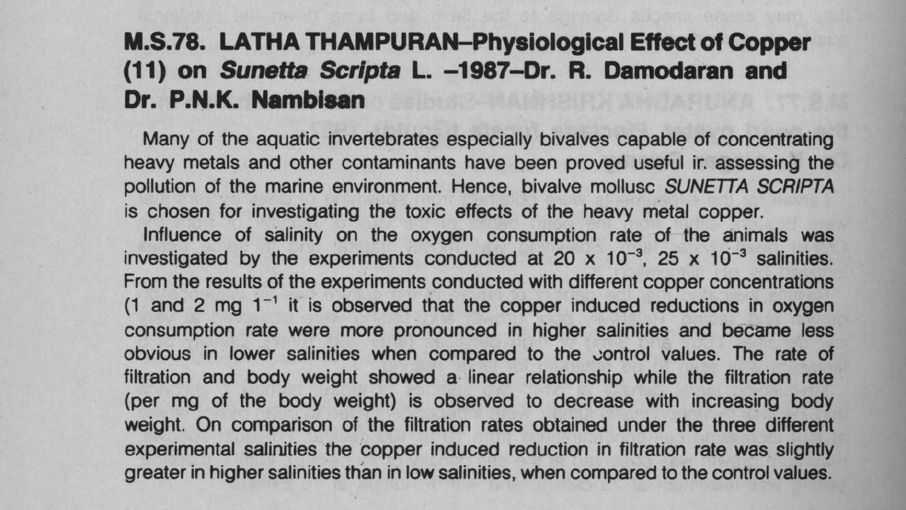## M.S.78. LATHA THAMPURAN–Physiological Effect of Copper (11) on *Sunetta Scripta* L. –1987–Dr. R. Damodaran and Dr. P.N.K. Nambisan

Many of the aquatic invertebrates especially bivalves capable of concentrating heavy metals and other contaminants have been proved useful ir. assessing the pollution of the marine environment. Hence, bivalve mollusc *SUNETTA SCRIPTA* is chosen for investigating the toxic effects of the heavy metal copper.

Influence of salinity on the oxygen consumption rate of the animals was investigated by the experiments conducted at $20 \times 10^{-3}$, $25 \times 10^{-3}$ salinities. From the results of the experiments conducted with different copper concentrations (1 and 2 mg $1^{-1}$ it is observed that the copper induced reductions in oxygen consumption rate were more pronounced in higher salinities and became less obvious in lower salinities when compared to the control values. The rate of filtration and body weight showed a linear relationship while the filtration rate (per mg of the body weight) is observed to decrease with increasing body weight. On comparison of the filtration rates obtained under the three different experimental salinities the copper induced reduction in filtration rate was slightly greater in higher salinities than in low salinities, when compared to the control values.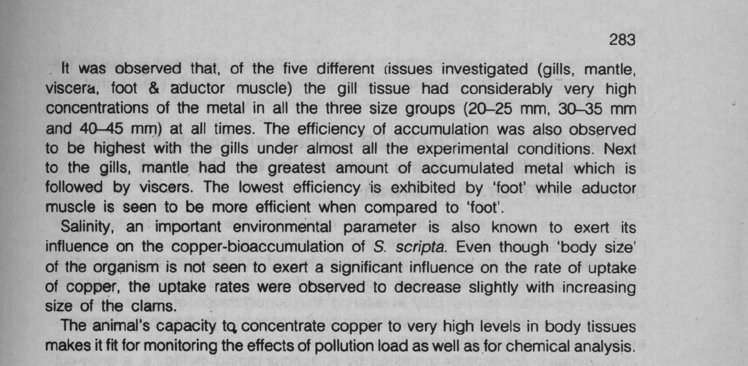It was observed that, of the five different tissues investigated (gills, mantle, viscera, foot & aductor muscle) the gill tissue had considerably very high concentrations of the metal in all the three size groups (20–25 mm, 30–35 mm and 40–45 mm) at all times. The efficiency of accumulation was also observed to be highest with the gills under almost all the experimental conditions. Next to the gills, mantle had the greatest amount of accumulated metal which is followed by viscers. The lowest efficiency is exhibited by 'foot' while aductor muscle is seen to be more efficient when compared to 'foot'.

Salinity, an important environmental parameter is also known to exert its influence on the copper-bioaccumulation of *S. scripta*. Even though 'body size' of the organism is not seen to exert a significant influence on the rate of uptake of copper, the uptake rates were observed to decrease slightly with increasing size of the clams.

The animal's capacity to concentrate copper to very high levels in body tissues makes it fit for monitoring the effects of pollution load as well as for chemical analysis.